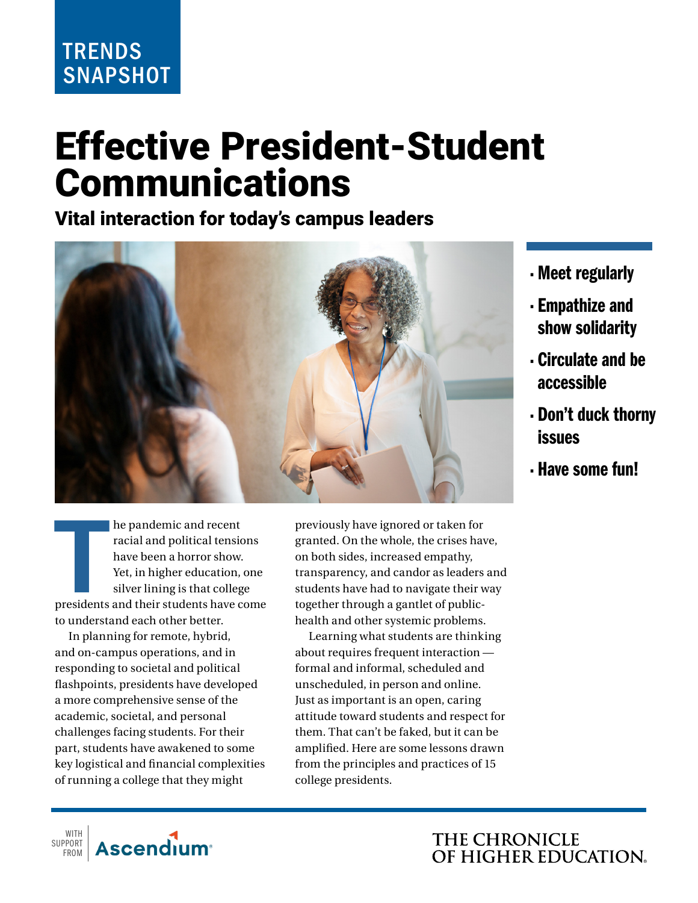TRENDS SNAPSHOT

# Effective President-Student Communications

## Vital interaction for today's campus leaders

- Meet regularly
- Empathize and show solidarity
- Circulate and be accessible
- Don't duck thorny issues
- Have some fun!

The pandemic and recent racial and political tensions have been a horror show. Yet, in higher education, one silver lining is that college presidents and their students have come to understand each other better.

In planning for remote, hybrid, and on-campus operations, and in responding to societal and political flashpoints, presidents have developed a more comprehensive sense of the academic, societal, and personal challenges facing students. For their part, students have awakened to some key logistical and financial complexities of running a college that they might previously have ignored or taken for granted. On the whole, the crises have, on both sides, increased empathy, transparency, and candor as leaders and students have had to navigate their way together through a gantlet of public-health and other systemic problems.

Learning what students are thinking about requires frequent interaction — formal and informal, scheduled and unscheduled, in person and online. Just as important is an open, caring attitude toward students and respect for them. That can't be faked, but it can be amplified. Here are some lessons drawn from the principles and practices of 15 college presidents.

WITH SUPPORT FROM Ascendium

THE CHRONICLE OF HIGHER EDUCATION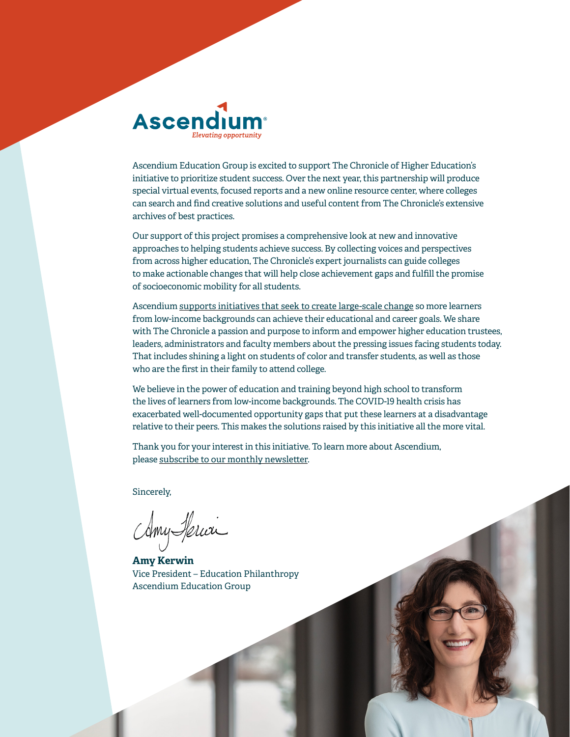Ascendium

*Elevating opportunity*

Ascendium Education Group is excited to support The Chronicle of Higher Education's initiative to prioritize student success. Over the next year, this partnership will produce special virtual events, focused reports and a new online resource center, where colleges can search and find creative solutions and useful content from The Chronicle's extensive archives of best practices.

Our support of this project promises a comprehensive look at new and innovative approaches to helping students achieve success. By collecting voices and perspectives from across higher education, The Chronicle's expert journalists can guide colleges to make actionable changes that will help close achievement gaps and fulfill the promise of socioeconomic mobility for all students.

Ascendium supports initiatives that seek to create large-scale change so more learners from low-income backgrounds can achieve their educational and career goals. We share with The Chronicle a passion and purpose to inform and empower higher education trustees, leaders, administrators and faculty members about the pressing issues facing students today. That includes shining a light on students of color and transfer students, as well as those who are the first in their family to attend college.

We believe in the power of education and training beyond high school to transform the lives of learners from low-income backgrounds. The COVID-19 health crisis has exacerbated well-documented opportunity gaps that put these learners at a disadvantage relative to their peers. This makes the solutions raised by this initiative all the more vital.

Thank you for your interest in this initiative. To learn more about Ascendium, please subscribe to our monthly newsletter.

Sincerely,

**Amy Kerwin**
Vice President – Education Philanthropy
Ascendium Education Group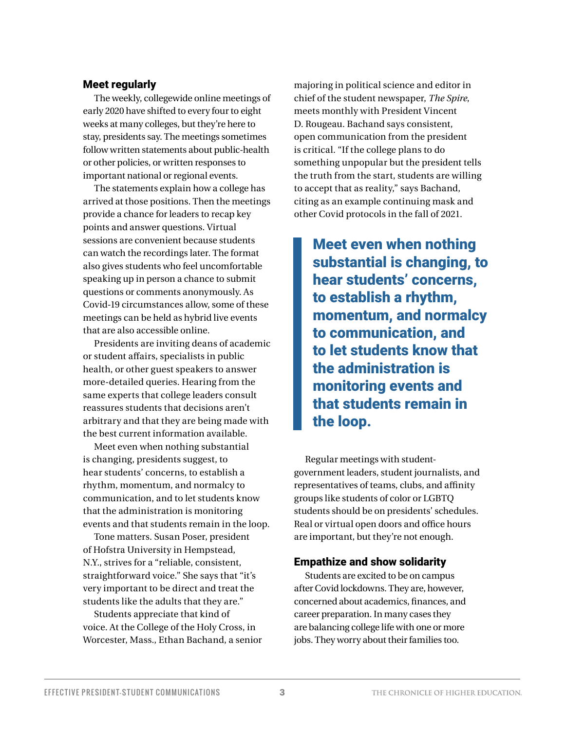## Meet regularly

The weekly, collegewide online meetings of early 2020 have shifted to every four to eight weeks at many colleges, but they're here to stay, presidents say. The meetings sometimes follow written statements about public-health or other policies, or written responses to important national or regional events.

The statements explain how a college has arrived at those positions. Then the meetings provide a chance for leaders to recap key points and answer questions. Virtual sessions are convenient because students can watch the recordings later. The format also gives students who feel uncomfortable speaking up in person a chance to submit questions or comments anonymously. As Covid-19 circumstances allow, some of these meetings can be held as hybrid live events that are also accessible online.

Presidents are inviting deans of academic or student affairs, specialists in public health, or other guest speakers to answer more-detailed queries. Hearing from the same experts that college leaders consult reassures students that decisions aren't arbitrary and that they are being made with the best current information available.

Meet even when nothing substantial is changing, presidents suggest, to hear students' concerns, to establish a rhythm, momentum, and normalcy to communication, and to let students know that the administration is monitoring events and that students remain in the loop.

Tone matters. Susan Poser, president of Hofstra University in Hempstead, N.Y., strives for a "reliable, consistent, straightforward voice." She says that "it's very important to be direct and treat the students like the adults that they are."

Students appreciate that kind of voice. At the College of the Holy Cross, in Worcester, Mass., Ethan Bachand, a senior majoring in political science and editor in chief of the student newspaper, *The Spire*, meets monthly with President Vincent D. Rougeau. Bachand says consistent, open communication from the president is critical. "If the college plans to do something unpopular but the president tells the truth from the start, students are willing to accept that as reality," says Bachand, citing as an example continuing mask and other Covid protocols in the fall of 2021.

> **Meet even when nothing substantial is changing, to hear students' concerns, to establish a rhythm, momentum, and normalcy to communication, and to let students know that the administration is monitoring events and that students remain in the loop.**

Regular meetings with student-government leaders, student journalists, and representatives of teams, clubs, and affinity groups like students of color or LGBTQ students should be on presidents' schedules. Real or virtual open doors and office hours are important, but they're not enough.

## Empathize and show solidarity

Students are excited to be on campus after Covid lockdowns. They are, however, concerned about academics, finances, and career preparation. In many cases they are balancing college life with one or more jobs. They worry about their families too.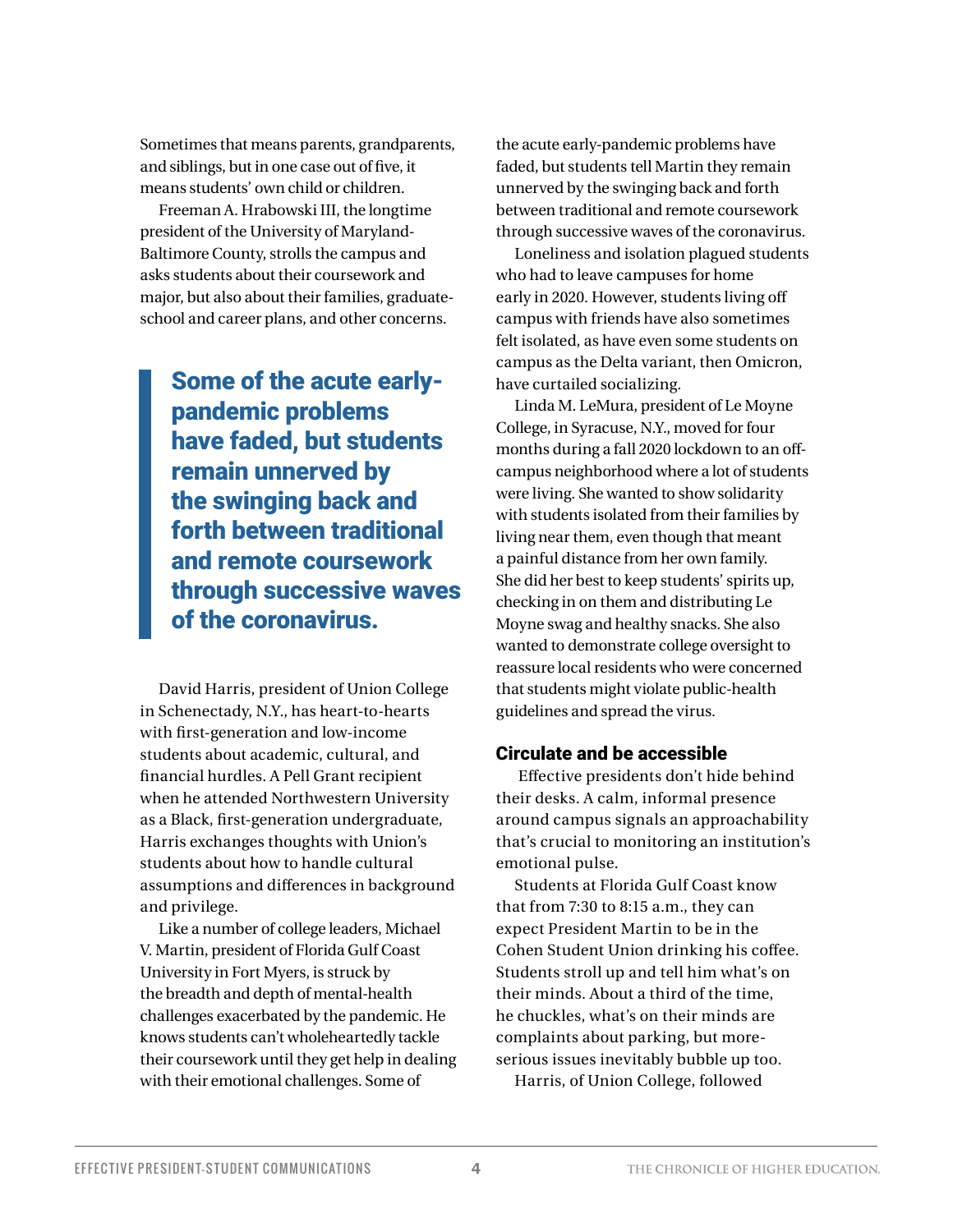Sometimes that means parents, grandparents, and siblings, but in one case out of five, it means students' own child or children.

Freeman A. Hrabowski III, the longtime president of the University of Maryland-Baltimore County, strolls the campus and asks students about their coursework and major, but also about their families, graduate-school and career plans, and other concerns.

> **Some of the acute early-pandemic problems have faded, but students remain unnerved by the swinging back and forth between traditional and remote coursework through successive waves of the coronavirus.**

David Harris, president of Union College in Schenectady, N.Y., has heart-to-hearts with first-generation and low-income students about academic, cultural, and financial hurdles. A Pell Grant recipient when he attended Northwestern University as a Black, first-generation undergraduate, Harris exchanges thoughts with Union's students about how to handle cultural assumptions and differences in background and privilege.

Like a number of college leaders, Michael V. Martin, president of Florida Gulf Coast University in Fort Myers, is struck by the breadth and depth of mental-health challenges exacerbated by the pandemic. He knows students can't wholeheartedly tackle their coursework until they get help in dealing with their emotional challenges. Some of the acute early-pandemic problems have faded, but students tell Martin they remain unnerved by the swinging back and forth between traditional and remote coursework through successive waves of the coronavirus.

Loneliness and isolation plagued students who had to leave campuses for home early in 2020. However, students living off campus with friends have also sometimes felt isolated, as have even some students on campus as the Delta variant, then Omicron, have curtailed socializing.

Linda M. LeMura, president of Le Moyne College, in Syracuse, N.Y., moved for four months during a fall 2020 lockdown to an off-campus neighborhood where a lot of students were living. She wanted to show solidarity with students isolated from their families by living near them, even though that meant a painful distance from her own family. She did her best to keep students' spirits up, checking in on them and distributing Le Moyne swag and healthy snacks. She also wanted to demonstrate college oversight to reassure local residents who were concerned that students might violate public-health guidelines and spread the virus.

### Circulate and be accessible

Effective presidents don't hide behind their desks. A calm, informal presence around campus signals an approachability that's crucial to monitoring an institution's emotional pulse.

Students at Florida Gulf Coast know that from 7:30 to 8:15 a.m., they can expect President Martin to be in the Cohen Student Union drinking his coffee. Students stroll up and tell him what's on their minds. About a third of the time, he chuckles, what's on their minds are complaints about parking, but more-serious issues inevitably bubble up too.

Harris, of Union College, followed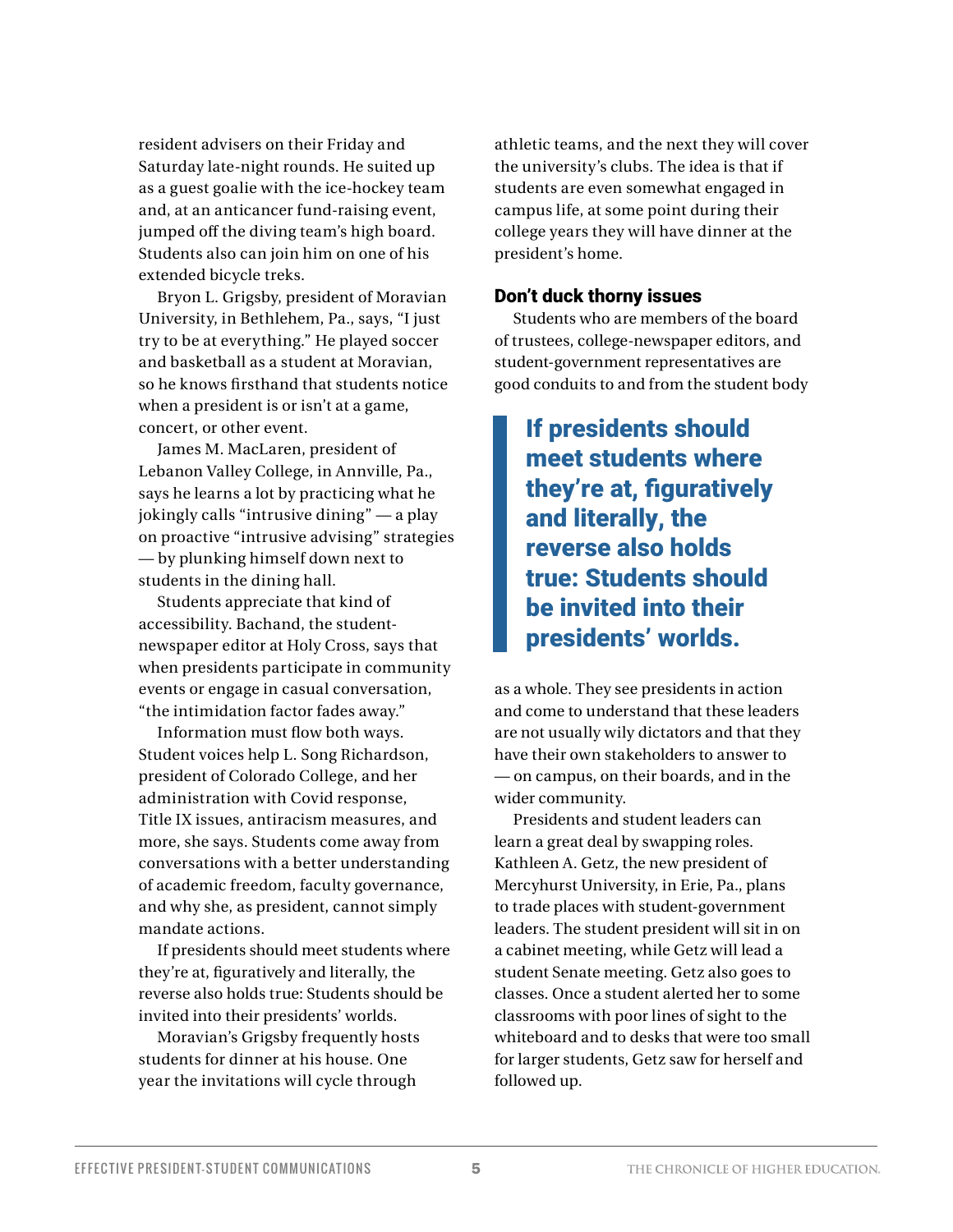resident advisers on their Friday and Saturday late-night rounds. He suited up as a guest goalie with the ice-hockey team and, at an anticancer fund-raising event, jumped off the diving team's high board. Students also can join him on one of his extended bicycle treks.

Bryon L. Grigsby, president of Moravian University, in Bethlehem, Pa., says, "I just try to be at everything." He played soccer and basketball as a student at Moravian, so he knows firsthand that students notice when a president is or isn't at a game, concert, or other event.

James M. MacLaren, president of Lebanon Valley College, in Annville, Pa., says he learns a lot by practicing what he jokingly calls "intrusive dining" — a play on proactive "intrusive advising" strategies — by plunking himself down next to students in the dining hall.

Students appreciate that kind of accessibility. Bachand, the student-newspaper editor at Holy Cross, says that when presidents participate in community events or engage in casual conversation, "the intimidation factor fades away."

Information must flow both ways. Student voices help L. Song Richardson, president of Colorado College, and her administration with Covid response, Title IX issues, antiracism measures, and more, she says. Students come away from conversations with a better understanding of academic freedom, faculty governance, and why she, as president, cannot simply mandate actions.

If presidents should meet students where they're at, figuratively and literally, the reverse also holds true: Students should be invited into their presidents' worlds.

Moravian's Grigsby frequently hosts students for dinner at his house. One year the invitations will cycle through athletic teams, and the next they will cover the university's clubs. The idea is that if students are even somewhat engaged in campus life, at some point during their college years they will have dinner at the president's home.

### Don't duck thorny issues

Students who are members of the board of trustees, college-newspaper editors, and student-government representatives are good conduits to and from the student body as a whole. They see presidents in action and come to understand that these leaders are not usually wily dictators and that they have their own stakeholders to answer to — on campus, on their boards, and in the wider community.

> **If presidents should meet students where they're at, figuratively and literally, the reverse also holds true: Students should be invited into their presidents' worlds.**

Presidents and student leaders can learn a great deal by swapping roles. Kathleen A. Getz, the new president of Mercyhurst University, in Erie, Pa., plans to trade places with student-government leaders. The student president will sit in on a cabinet meeting, while Getz will lead a student Senate meeting. Getz also goes to classes. Once a student alerted her to some classrooms with poor lines of sight to the whiteboard and to desks that were too small for larger students, Getz saw for herself and followed up.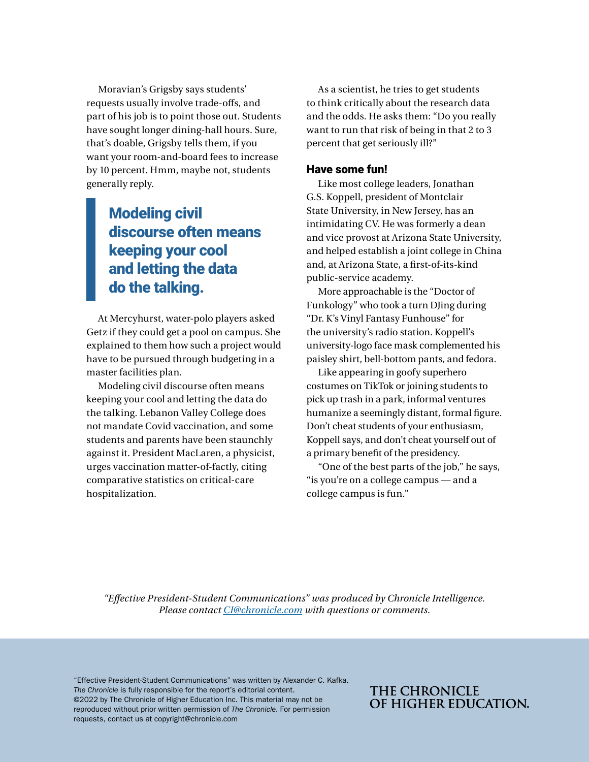Moravian's Grigsby says students' requests usually involve trade-offs, and part of his job is to point those out. Students have sought longer dining-hall hours. Sure, that's doable, Grigsby tells them, if you want your room-and-board fees to increase by 10 percent. Hmm, maybe not, students generally reply.

> **Modeling civil discourse often means keeping your cool and letting the data do the talking.**

At Mercyhurst, water-polo players asked Getz if they could get a pool on campus. She explained to them how such a project would have to be pursued through budgeting in a master facilities plan.

Modeling civil discourse often means keeping your cool and letting the data do the talking. Lebanon Valley College does not mandate Covid vaccination, and some students and parents have been staunchly against it. President MacLaren, a physicist, urges vaccination matter-of-factly, citing comparative statistics on critical-care hospitalization.

As a scientist, he tries to get students to think critically about the research data and the odds. He asks them: "Do you really want to run that risk of being in that 2 to 3 percent that get seriously ill?"

## Have some fun!

Like most college leaders, Jonathan G.S. Koppell, president of Montclair State University, in New Jersey, has an intimidating CV. He was formerly a dean and vice provost at Arizona State University, and helped establish a joint college in China and, at Arizona State, a first-of-its-kind public-service academy.

More approachable is the "Doctor of Funkology" who took a turn DJing during "Dr. K's Vinyl Fantasy Funhouse" for the university's radio station. Koppell's university-logo face mask complemented his paisley shirt, bell-bottom pants, and fedora.

Like appearing in goofy superhero costumes on TikTok or joining students to pick up trash in a park, informal ventures humanize a seemingly distant, formal figure. Don't cheat students of your enthusiasm, Koppell says, and don't cheat yourself out of a primary benefit of the presidency.

"One of the best parts of the job," he says, "is you're on a college campus — and a college campus is fun."

*"Effective President-Student Communications" was produced by Chronicle Intelligence. Please contact CI@chronicle.com with questions or comments.*

"Effective President-Student Communications" was written by Alexander C. Kafka. *The Chronicle* is fully responsible for the report's editorial content. ©2022 by The Chronicle of Higher Education Inc. This material may not be reproduced without prior written permission of *The Chronicle*. For permission requests, contact us at copyright@chronicle.com

**THE CHRONICLE OF HIGHER EDUCATION.**